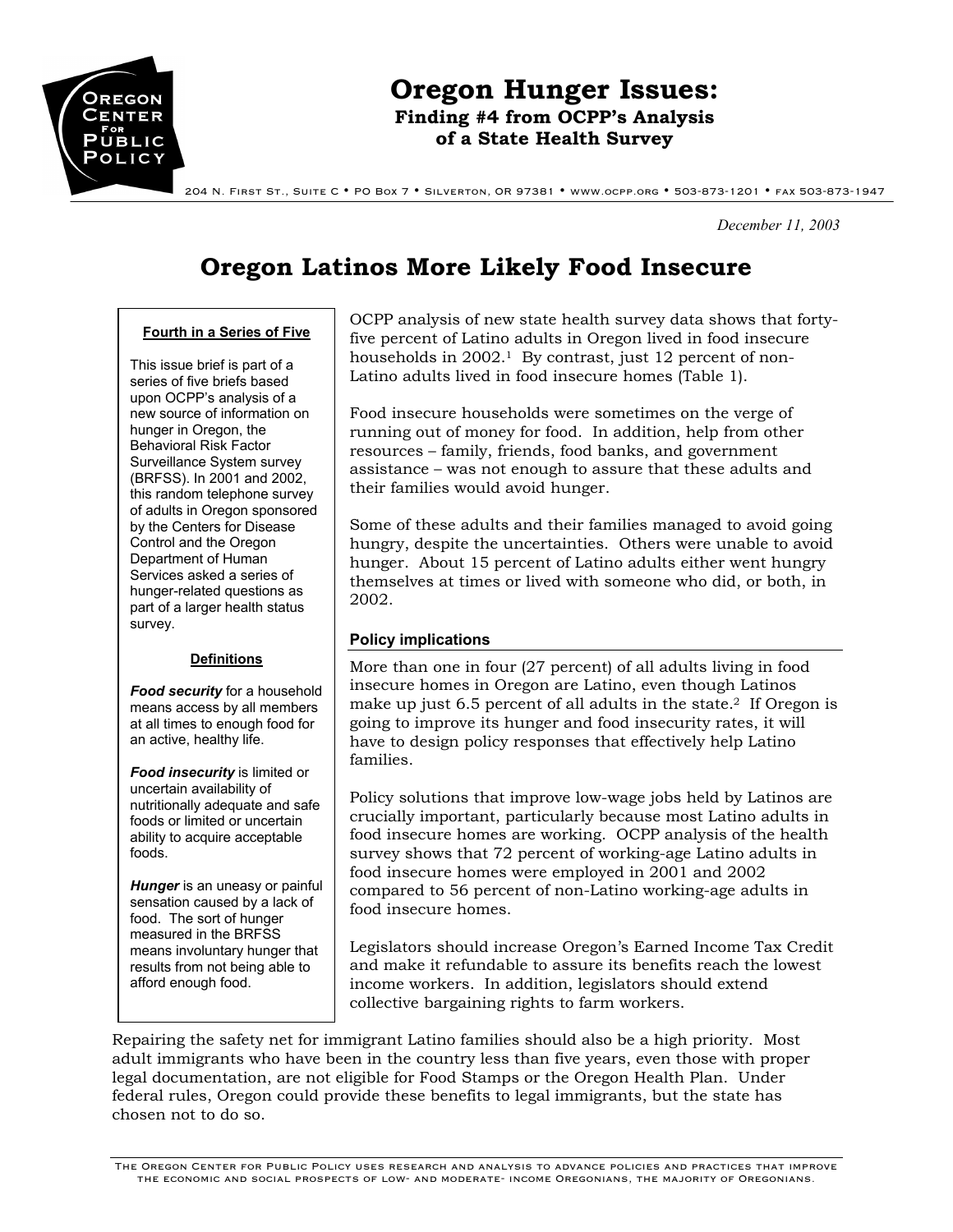# Oregon Hunger Issues:

**Finding #4 from OCPP's Analysis of a State Health Survey**

204 N. First St., Suite C • PO Box 7 • Silverton, OR 97381 • www.ocpp.org • 503-873-1201 • fax 503-873-1947

*December 11, 2003*

## Oregon Latinos More Likely Food Insecure

**Fourth in a Series of Five**

This issue brief is part of a series of five briefs based upon OCPP's analysis of a new source of information on hunger in Oregon, the Behavioral Risk Factor Surveillance System survey (BRFSS). In 2001 and 2002, this random telephone survey of adults in Oregon sponsored by the Centers for Disease Control and the Oregon Department of Human Services asked a series of hunger-related questions as part of a larger health status survey.

**Definitions**

***Food security*** for a household means access by all members at all times to enough food for an active, healthy life.

***Food insecurity*** is limited or uncertain availability of nutritionally adequate and safe foods or limited or uncertain ability to acquire acceptable foods.

***Hunger*** is an uneasy or painful sensation caused by a lack of food. The sort of hunger measured in the BRFSS means involuntary hunger that results from not being able to afford enough food.

OCPP analysis of new state health survey data shows that forty-five percent of Latino adults in Oregon lived in food insecure households in 2002.[1] By contrast, just 12 percent of non-Latino adults lived in food insecure homes (Table 1).

Food insecure households were sometimes on the verge of running out of money for food. In addition, help from other resources – family, friends, food banks, and government assistance – was not enough to assure that these adults and their families would avoid hunger.

Some of these adults and their families managed to avoid going hungry, despite the uncertainties. Others were unable to avoid hunger. About 15 percent of Latino adults either went hungry themselves at times or lived with someone who did, or both, in 2002.

### Policy implications

More than one in four (27 percent) of all adults living in food insecure homes in Oregon are Latino, even though Latinos make up just 6.5 percent of all adults in the state.[2] If Oregon is going to improve its hunger and food insecurity rates, it will have to design policy responses that effectively help Latino families.

Policy solutions that improve low-wage jobs held by Latinos are crucially important, particularly because most Latino adults in food insecure homes are working. OCPP analysis of the health survey shows that 72 percent of working-age Latino adults in food insecure homes were employed in 2001 and 2002 compared to 56 percent of non-Latino working-age adults in food insecure homes.

Legislators should increase Oregon's Earned Income Tax Credit and make it refundable to assure its benefits reach the lowest income workers. In addition, legislators should extend collective bargaining rights to farm workers.

Repairing the safety net for immigrant Latino families should also be a high priority. Most adult immigrants who have been in the country less than five years, even those with proper legal documentation, are not eligible for Food Stamps or the Oregon Health Plan. Under federal rules, Oregon could provide these benefits to legal immigrants, but the state has chosen not to do so.

The Oregon Center for Public Policy uses research and analysis to advance policies and practices that improve the economic and social prospects of low- and moderate- income Oregonians, the majority of Oregonians.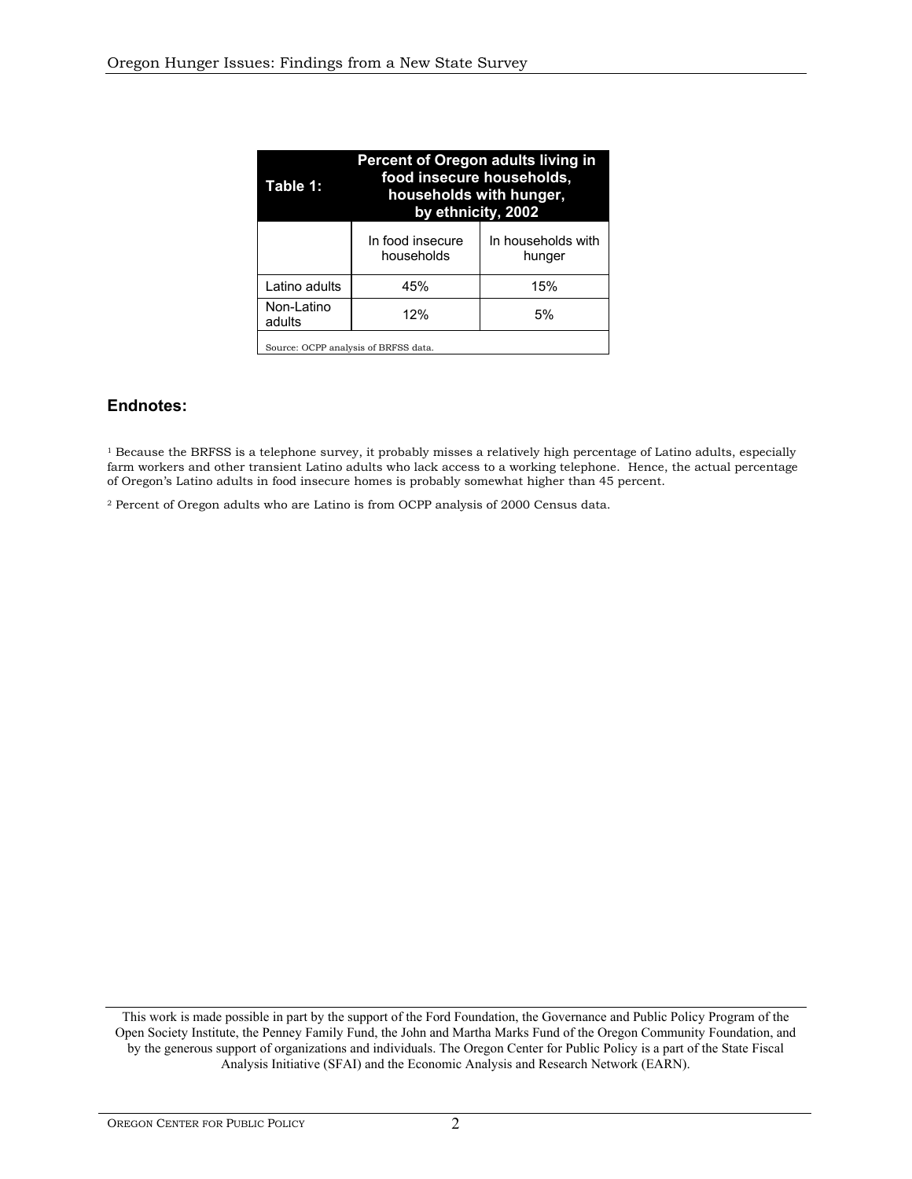| Table 1: | Percent of Oregon adults living in food insecure households, households with hunger, by ethnicity, 2002 | |
|---|---|---|
| | In food insecure households | In households with hunger |
| Latino adults | 45% | 15% |
| Non-Latino adults | 12% | 5% |

Source: OCPP analysis of BRFSS data.

## Endnotes:

[1] Because the BRFSS is a telephone survey, it probably misses a relatively high percentage of Latino adults, especially farm workers and other transient Latino adults who lack access to a working telephone. Hence, the actual percentage of Oregon's Latino adults in food insecure homes is probably somewhat higher than 45 percent.

[2] Percent of Oregon adults who are Latino is from OCPP analysis of 2000 Census data.

This work is made possible in part by the support of the Ford Foundation, the Governance and Public Policy Program of the Open Society Institute, the Penney Family Fund, the John and Martha Marks Fund of the Oregon Community Foundation, and by the generous support of organizations and individuals. The Oregon Center for Public Policy is a part of the State Fiscal Analysis Initiative (SFAI) and the Economic Analysis and Research Network (EARN).